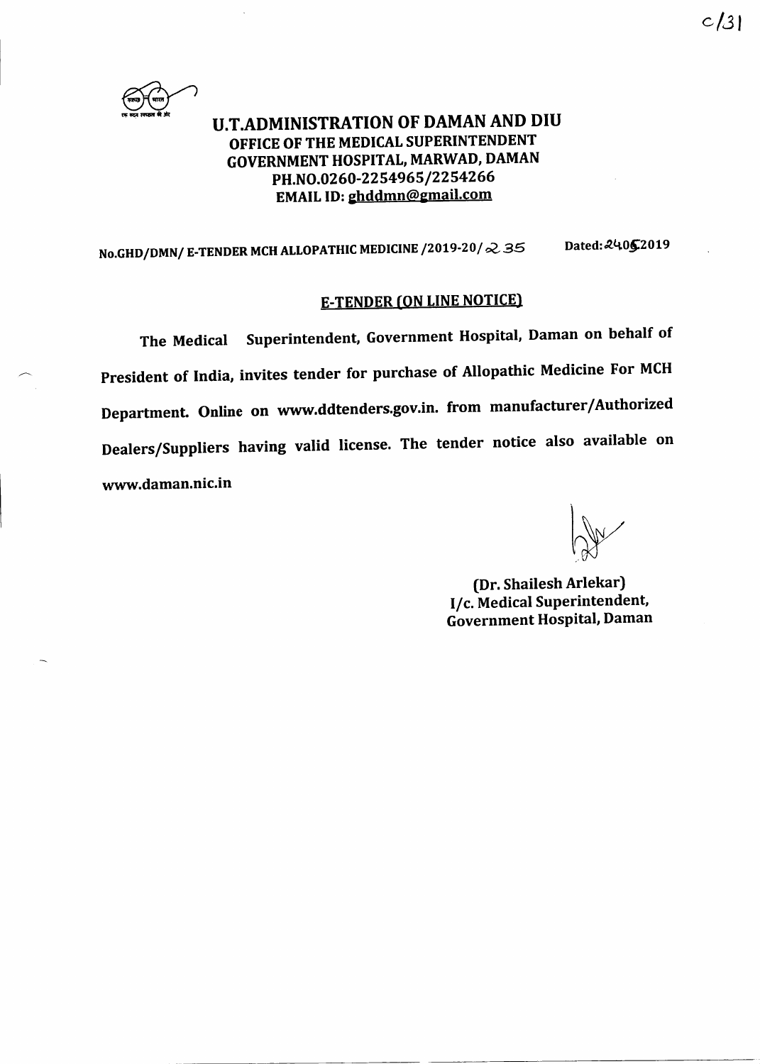# U.T.ADMINISTRATION OF DAMAN AND DIU

## OFFICE OF THE MEDICAL SUPERINTENDENT
## GOVERNMENT HOSPITAL, MARWAD, DAMAN
## PH.NO.0260-2254965/2254266
## EMAIL ID: ghddmn@gmail.com

No.GHD/DMN/ E-TENDER MCH ALLOPATHIC MEDICINE /2019-20/ 235 Dated: 24052019

### E-TENDER (ON LINE NOTICE)

The Medical Superintendent, Government Hospital, Daman on behalf of President of India, invites tender for purchase of Allopathic Medicine For MCH Department. Online on www.ddtenders.gov.in. from manufacturer/Authorized Dealers/Suppliers having valid license. The tender notice also available on www.daman.nic.in

(Dr. Shailesh Arlekar)
I/c. Medical Superintendent,
Government Hospital, Daman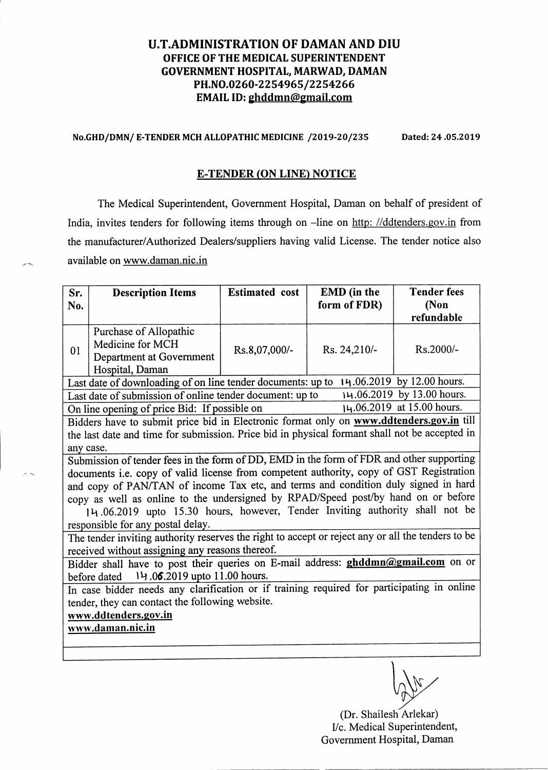# U.T.ADMINISTRATION OF DAMAN AND DIU
## OFFICE OF THE MEDICAL SUPERINTENDENT
## GOVERNMENT HOSPITAL, MARWAD, DAMAN
## PH.NO.0260-2254965/2254266
## EMAIL ID: ghddmn@gmail.com

**No.GHD/DMN/ E-TENDER MCH ALLOPATHIC MEDICINE /2019-20/235** **Dated: 24 .05.2019**

## E-TENDER (ON LINE) NOTICE

The Medical Superintendent, Government Hospital, Daman on behalf of president of India, invites tenders for following items through on –line on http: //ddtenders.gov.in from the manufacturer/Authorized Dealers/suppliers having valid License. The tender notice also available on www.daman.nic.in

| Sr. No. | Description Items | Estimated cost | EMD (in the form of FDR) | Tender fees (Non refundable |
|---|---|---|---|---|
| 01 | Purchase of Allopathic Medicine for MCH Department at Government Hospital, Daman | Rs.8,07,000/- | Rs. 24,210/- | Rs.2000/- |
| Last date of downloading of on line tender documents: up to 14.06.2019 by 12.00 hours. | | | | |
| Last date of submission of online tender document: up to 14.06.2019 by 13.00 hours. | | | | |
| On line opening of price Bid: If possible on 14.06.2019 at 15.00 hours. | | | | |
| Bidders have to submit price bid in Electronic format only on **www.ddtenders.gov.in** till the last date and time for submission. Price bid in physical formant shall not be accepted in any case. | | | | |
| Submission of tender fees in the form of DD, EMD in the form of FDR and other supporting documents i.e. copy of valid license from competent authority, copy of GST Registration and copy of PAN/TAN of income Tax etc, and terms and condition duly signed in hard copy as well as online to the undersigned by RPAD/Speed post/by hand on or before 14.06.2019 upto 15.30 hours, however, Tender Inviting authority shall not be responsible for any postal delay. | | | | |
| The tender inviting authority reserves the right to accept or reject any or all the tenders to be received without assigning any reasons thereof. | | | | |
| Bidder shall have to post their queries on E-mail address: **ghddmn@gmail.com** on or before dated 14.06.2019 upto 11.00 hours. | | | | |
| In case bidder needs any clarification or if training required for participating in online tender, they can contact the following website. **www.ddtenders.gov.in** **www.daman.nic.in** | | | | |

(Dr. Shailesh Arlekar)
I/c. Medical Superintendent,
Government Hospital, Daman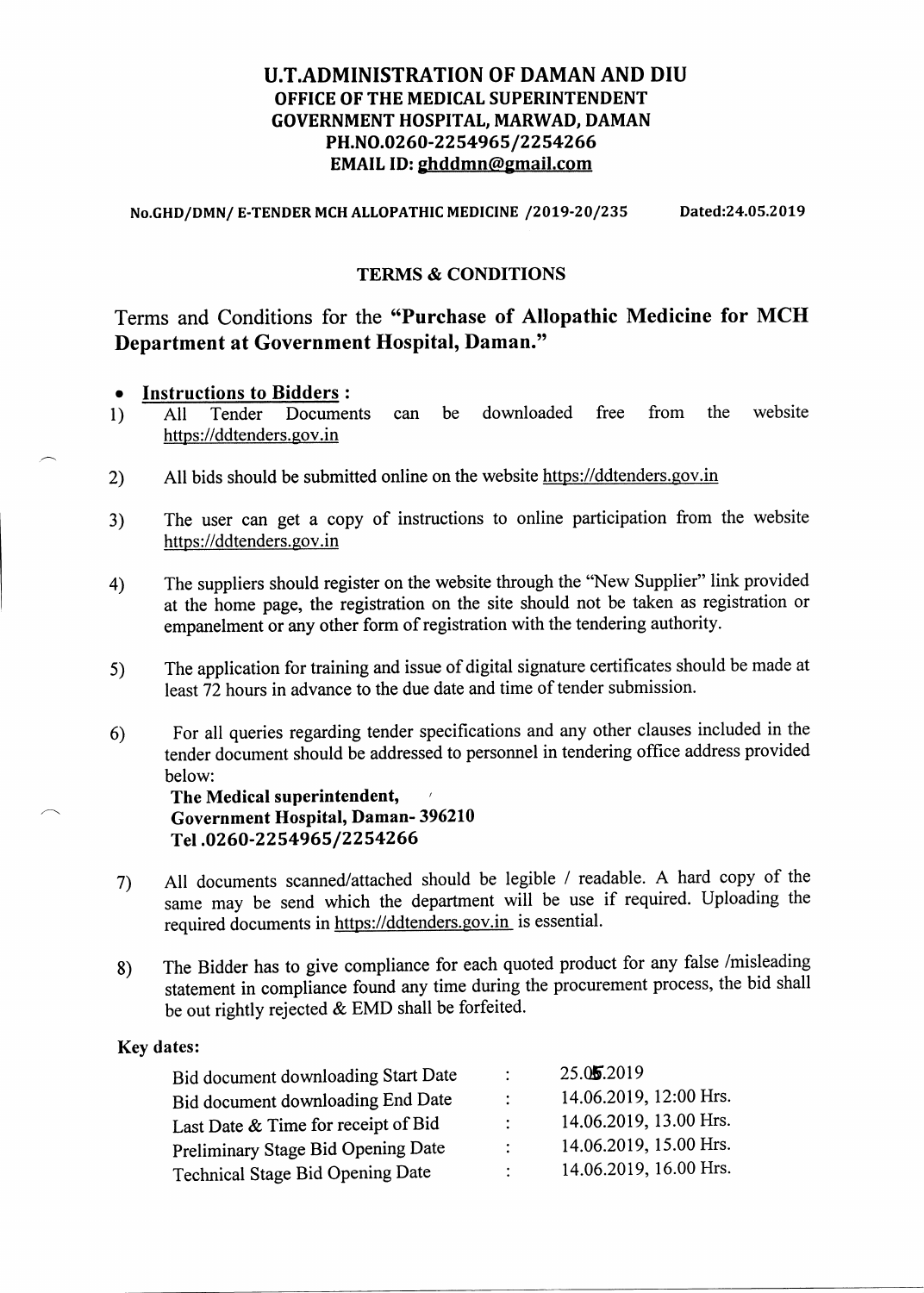# U.T.ADMINISTRATION OF DAMAN AND DIU
## OFFICE OF THE MEDICAL SUPERINTENDENT
## GOVERNMENT HOSPITAL, MARWAD, DAMAN
## PH.NO.0260-2254965/2254266
## EMAIL ID: ghddmn@gmail.com

**No.GHD/DMN/ E-TENDER MCH ALLOPATHIC MEDICINE /2019-20/235** **Dated:24.05.2019**

## TERMS & CONDITIONS

Terms and Conditions for the **"Purchase of Allopathic Medicine for MCH Department at Government Hospital, Daman."**

- **Instructions to Bidders :**

1) All Tender Documents can be downloaded free from the website https://ddtenders.gov.in

2) All bids should be submitted online on the website https://ddtenders.gov.in

3) The user can get a copy of instructions to online participation from the website https://ddtenders.gov.in

4) The suppliers should register on the website through the "New Supplier" link provided at the home page, the registration on the site should not be taken as registration or empanelment or any other form of registration with the tendering authority.

5) The application for training and issue of digital signature certificates should be made at least 72 hours in advance to the due date and time of tender submission.

6) For all queries regarding tender specifications and any other clauses included in the tender document should be addressed to personnel in tendering office address provided below:
**The Medical superintendent,**
**Government Hospital, Daman- 396210**
**Tel .0260-2254965/2254266**

7) All documents scanned/attached should be legible / readable. A hard copy of the same may be send which the department will be use if required. Uploading the required documents in https://ddtenders.gov.in is essential.

8) The Bidder has to give compliance for each quoted product for any false /misleading statement in compliance found any time during the procurement process, the bid shall be out rightly rejected & EMD shall be forfeited.

**Key dates:**

| | | |
|---|---|---|
| Bid document downloading Start Date | : | 25.05.2019 |
| Bid document downloading End Date | : | 14.06.2019, 12:00 Hrs. |
| Last Date & Time for receipt of Bid | : | 14.06.2019, 13.00 Hrs. |
| Preliminary Stage Bid Opening Date | : | 14.06.2019, 15.00 Hrs. |
| Technical Stage Bid Opening Date | : | 14.06.2019, 16.00 Hrs. |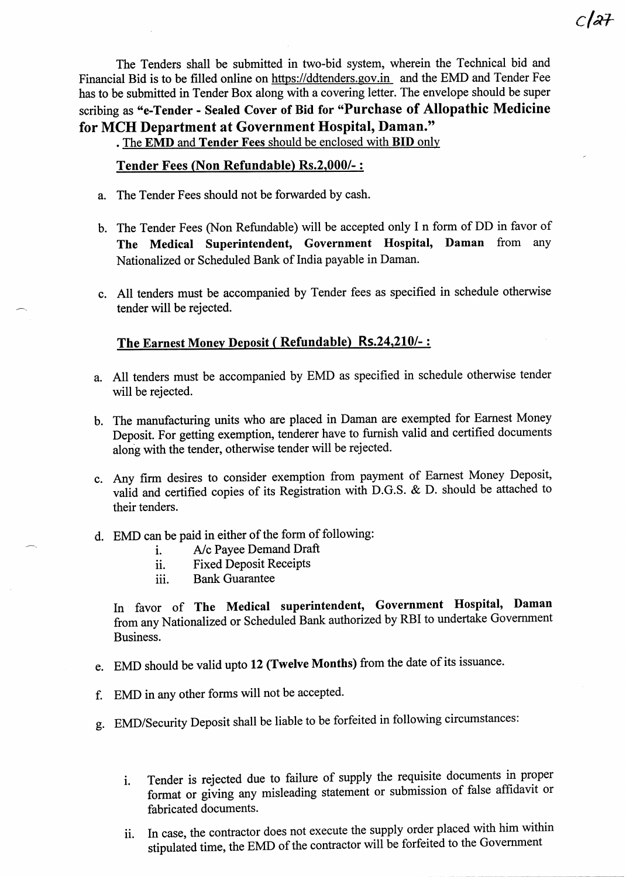The Tenders shall be submitted in two-bid system, wherein the Technical bid and Financial Bid is to be filled online on https://ddtenders.gov.in and the EMD and Tender Fee has to be submitted in Tender Box along with a covering letter. The envelope should be super scribing as **"e-Tender - Sealed Cover of Bid for "Purchase of Allopathic Medicine for MCH Department at Government Hospital, Daman."**

. The **EMD** and **Tender Fees** should be enclosed with **BID** only

**Tender Fees (Non Refundable) Rs.2,000/- :**

a. The Tender Fees should not be forwarded by cash.

b. The Tender Fees (Non Refundable) will be accepted only I n form of DD in favor of **The Medical Superintendent, Government Hospital, Daman** from any Nationalized or Scheduled Bank of India payable in Daman.

c. All tenders must be accompanied by Tender fees as specified in schedule otherwise tender will be rejected.

**The Earnest Money Deposit ( Refundable) Rs.24,210/- :**

a. All tenders must be accompanied by EMD as specified in schedule otherwise tender will be rejected.

b. The manufacturing units who are placed in Daman are exempted for Earnest Money Deposit. For getting exemption, tenderer have to furnish valid and certified documents along with the tender, otherwise tender will be rejected.

c. Any firm desires to consider exemption from payment of Earnest Money Deposit, valid and certified copies of its Registration with D.G.S. & D. should be attached to their tenders.

d. EMD can be paid in either of the form of following:
   i. A/c Payee Demand Draft
   ii. Fixed Deposit Receipts
   iii. Bank Guarantee

   In favor of **The Medical superintendent, Government Hospital, Daman** from any Nationalized or Scheduled Bank authorized by RBI to undertake Government Business.

e. EMD should be valid upto **12 (Twelve Months)** from the date of its issuance.

f. EMD in any other forms will not be accepted.

g. EMD/Security Deposit shall be liable to be forfeited in following circumstances:

   i. Tender is rejected due to failure of supply the requisite documents in proper format or giving any misleading statement or submission of false affidavit or fabricated documents.

   ii. In case, the contractor does not execute the supply order placed with him within stipulated time, the EMD of the contractor will be forfeited to the Government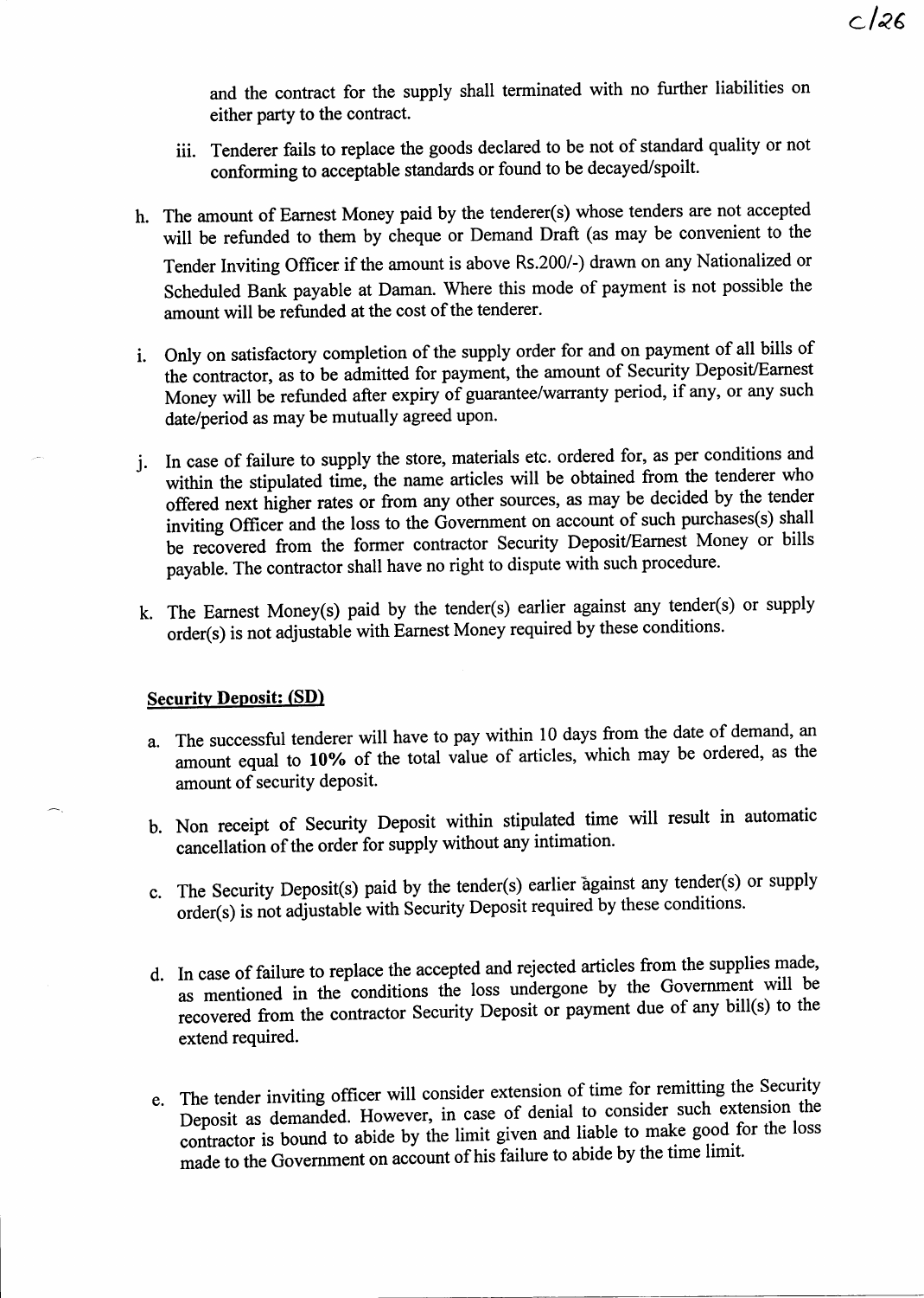and the contract for the supply shall terminated with no further liabilities on either party to the contract.

iii. Tenderer fails to replace the goods declared to be not of standard quality or not conforming to acceptable standards or found to be decayed/spoilt.

h. The amount of Earnest Money paid by the tenderer(s) whose tenders are not accepted will be refunded to them by cheque or Demand Draft (as may be convenient to the Tender Inviting Officer if the amount is above Rs.200/-) drawn on any Nationalized or Scheduled Bank payable at Daman. Where this mode of payment is not possible the amount will be refunded at the cost of the tenderer.

i. Only on satisfactory completion of the supply order for and on payment of all bills of the contractor, as to be admitted for payment, the amount of Security Deposit/Earnest Money will be refunded after expiry of guarantee/warranty period, if any, or any such date/period as may be mutually agreed upon.

j. In case of failure to supply the store, materials etc. ordered for, as per conditions and within the stipulated time, the name articles will be obtained from the tenderer who offered next higher rates or from any other sources, as may be decided by the tender inviting Officer and the loss to the Government on account of such purchases(s) shall be recovered from the former contractor Security Deposit/Earnest Money or bills payable. The contractor shall have no right to dispute with such procedure.

k. The Earnest Money(s) paid by the tender(s) earlier against any tender(s) or supply order(s) is not adjustable with Earnest Money required by these conditions.

**Security Deposit: (SD)**

a. The successful tenderer will have to pay within 10 days from the date of demand, an amount equal to **10%** of the total value of articles, which may be ordered, as the amount of security deposit.

b. Non receipt of Security Deposit within stipulated time will result in automatic cancellation of the order for supply without any intimation.

c. The Security Deposit(s) paid by the tender(s) earlier against any tender(s) or supply order(s) is not adjustable with Security Deposit required by these conditions.

d. In case of failure to replace the accepted and rejected articles from the supplies made, as mentioned in the conditions the loss undergone by the Government will be recovered from the contractor Security Deposit or payment due of any bill(s) to the extend required.

e. The tender inviting officer will consider extension of time for remitting the Security Deposit as demanded. However, in case of denial to consider such extension the contractor is bound to abide by the limit given and liable to make good for the loss made to the Government on account of his failure to abide by the time limit.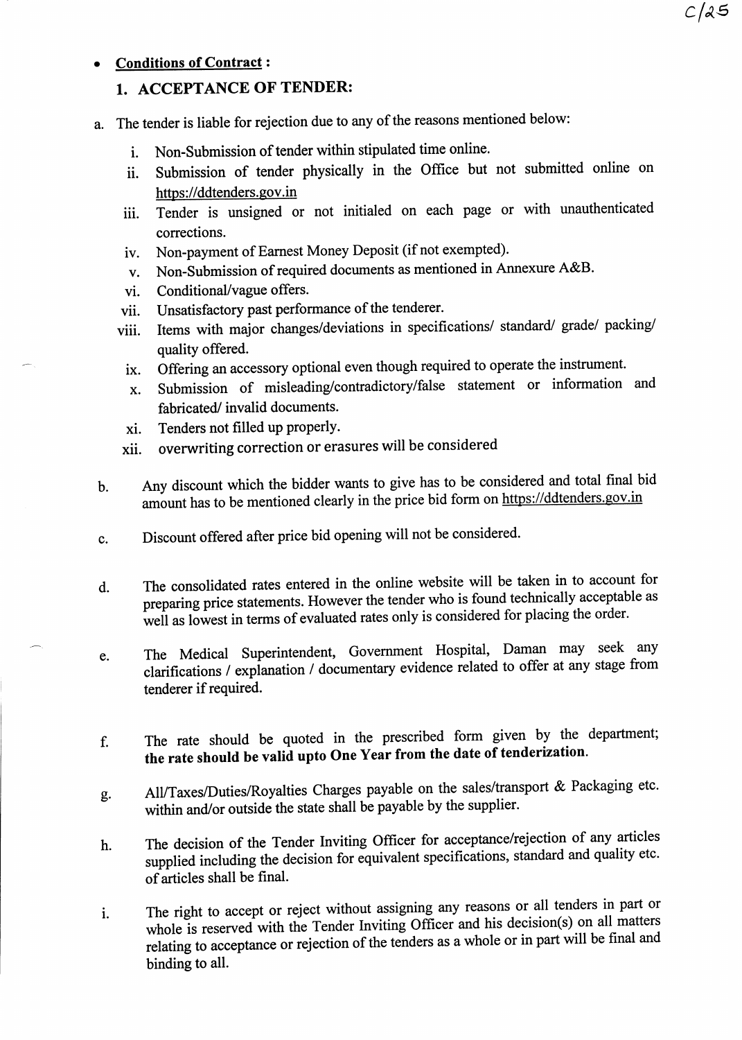- **Conditions of Contract :**

## 1. ACCEPTANCE OF TENDER:

a. The tender is liable for rejection due to any of the reasons mentioned below:

   i. Non-Submission of tender within stipulated time online.
   ii. Submission of tender physically in the Office but not submitted online on https://ddtenders.gov.in
   iii. Tender is unsigned or not initialed on each page or with unauthenticated corrections.
   iv. Non-payment of Earnest Money Deposit (if not exempted).
   v. Non-Submission of required documents as mentioned in Annexure A&B.
   vi. Conditional/vague offers.
   vii. Unsatisfactory past performance of the tenderer.
   viii. Items with major changes/deviations in specifications/ standard/ grade/ packing/ quality offered.
   ix. Offering an accessory optional even though required to operate the instrument.
   x. Submission of misleading/contradictory/false statement or information and fabricated/ invalid documents.
   xi. Tenders not filled up properly.
   xii. overwriting correction or erasures will be considered

b. Any discount which the bidder wants to give has to be considered and total final bid amount has to be mentioned clearly in the price bid form on https://ddtenders.gov.in

c. Discount offered after price bid opening will not be considered.

d. The consolidated rates entered in the online website will be taken in to account for preparing price statements. However the tender who is found technically acceptable as well as lowest in terms of evaluated rates only is considered for placing the order.

e. The Medical Superintendent, Government Hospital, Daman may seek any clarifications / explanation / documentary evidence related to offer at any stage from tenderer if required.

f. The rate should be quoted in the prescribed form given by the department; **the rate should be valid upto One Year from the date of tenderization.**

g. All/Taxes/Duties/Royalties Charges payable on the sales/transport & Packaging etc. within and/or outside the state shall be payable by the supplier.

h. The decision of the Tender Inviting Officer for acceptance/rejection of any articles supplied including the decision for equivalent specifications, standard and quality etc. of articles shall be final.

i. The right to accept or reject without assigning any reasons or all tenders in part or whole is reserved with the Tender Inviting Officer and his decision(s) on all matters relating to acceptance or rejection of the tenders as a whole or in part will be final and binding to all.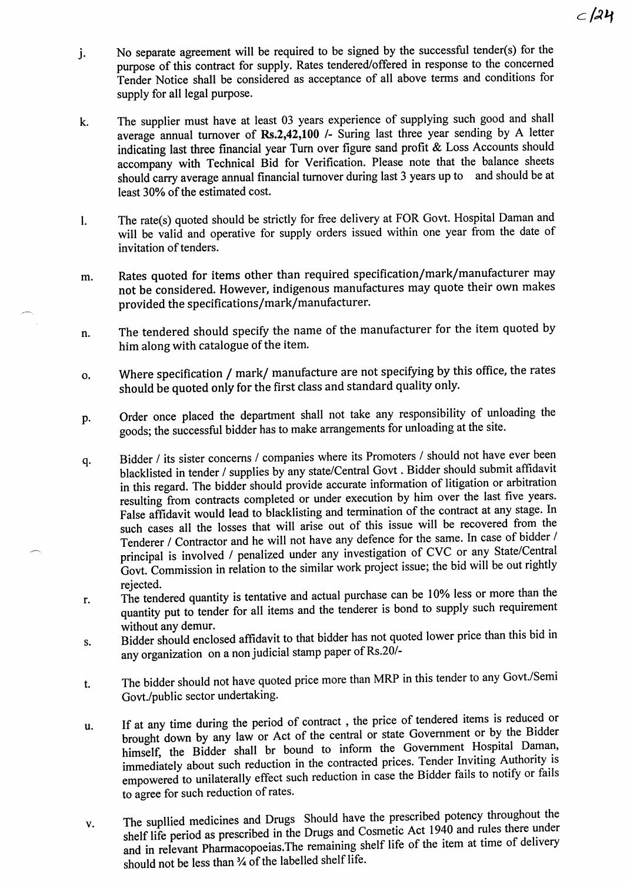j. No separate agreement will be required to be signed by the successful tender(s) for the purpose of this contract for supply. Rates tendered/offered in response to the concerned Tender Notice shall be considered as acceptance of all above terms and conditions for supply for all legal purpose.

k. The supplier must have at least 03 years experience of supplying such good and shall average annual turnover of **Rs.2,42,100 /-** Suring last three year sending by A letter indicating last three financial year Turn over figure sand profit & Loss Accounts should accompany with Technical Bid for Verification. Please note that the balance sheets should carry average annual financial turnover during last 3 years up to  and should be at least 30% of the estimated cost.

l. The rate(s) quoted should be strictly for free delivery at FOR Govt. Hospital Daman and will be valid and operative for supply orders issued within one year from the date of invitation of tenders.

m. Rates quoted for items other than required specification/mark/manufacturer may not be considered. However, indigenous manufactures may quote their own makes provided the specifications/mark/manufacturer.

n. The tendered should specify the name of the manufacturer for the item quoted by him along with catalogue of the item.

o. Where specification / mark/ manufacture are not specifying by this office, the rates should be quoted only for the first class and standard quality only.

p. Order once placed the department shall not take any responsibility of unloading the goods; the successful bidder has to make arrangements for unloading at the site.

q. Bidder / its sister concerns / companies where its Promoters / should not have ever been blacklisted in tender / supplies by any state/Central Govt . Bidder should submit affidavit in this regard. The bidder should provide accurate information of litigation or arbitration resulting from contracts completed or under execution by him over the last five years. False affidavit would lead to blacklisting and termination of the contract at any stage. In such cases all the losses that will arise out of this issue will be recovered from the Tenderer / Contractor and he will not have any defence for the same. In case of bidder / principal is involved / penalized under any investigation of CVC or any State/Central Govt. Commission in relation to the similar work project issue; the bid will be out rightly rejected.

r. The tendered quantity is tentative and actual purchase can be 10% less or more than the quantity put to tender for all items and the tenderer is bond to supply such requirement without any demur.

s. Bidder should enclosed affidavit to that bidder has not quoted lower price than this bid in any organization on a non judicial stamp paper of Rs.20/-

t. The bidder should not have quoted price more than MRP in this tender to any Govt./Semi Govt./public sector undertaking.

u. If at any time during the period of contract , the price of tendered items is reduced or brought down by any law or Act of the central or state Government or by the Bidder himself, the Bidder shall br bound to inform the Government Hospital Daman, immediately about such reduction in the contracted prices. Tender Inviting Authority is empowered to unilaterally effect such reduction in case the Bidder fails to notify or fails to agree for such reduction of rates.

v. The supllied medicines and Drugs Should have the prescribed potency throughout the shelf life period as prescribed in the Drugs and Cosmetic Act 1940 and rules there under and in relevant Pharmacopoeias.The remaining shelf life of the item at time of delivery should not be less than ¾ of the labelled shelf life.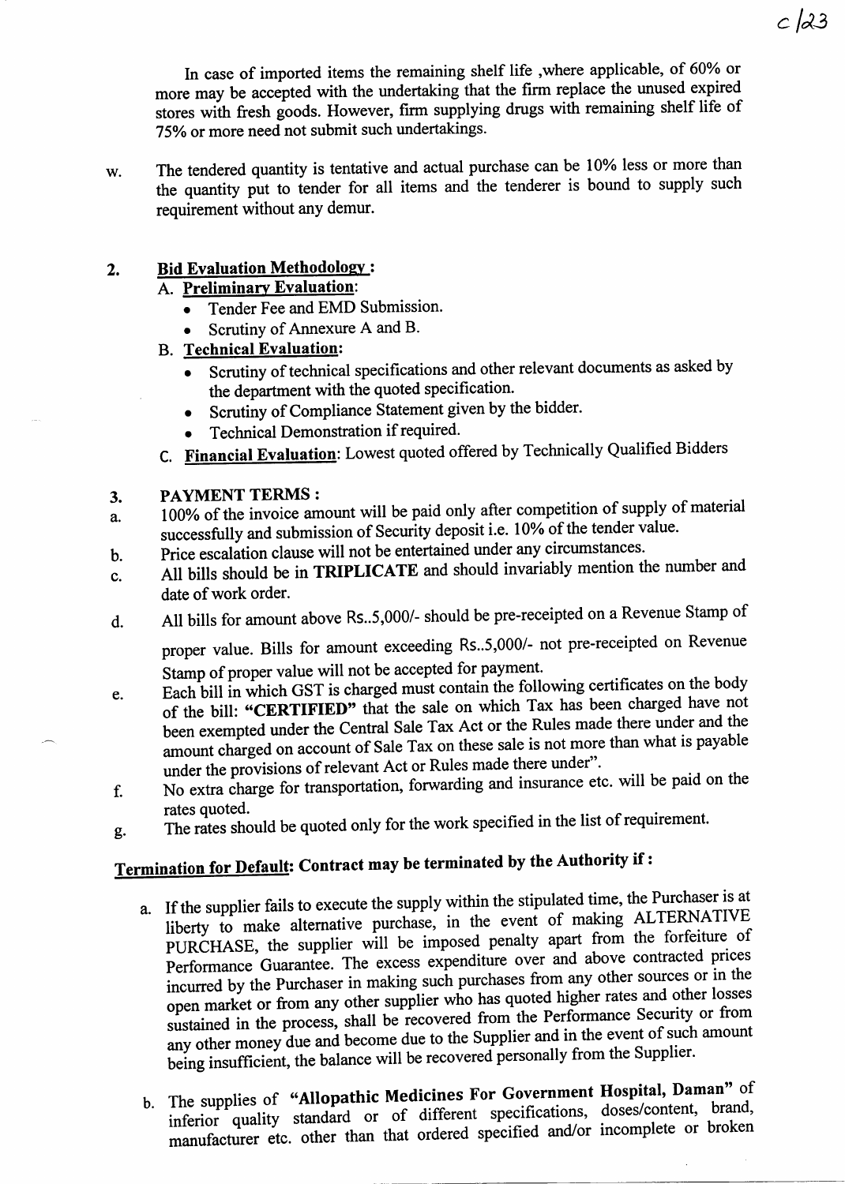In case of imported items the remaining shelf life ,where applicable, of 60% or more may be accepted with the undertaking that the firm replace the unused expired stores with fresh goods. However, firm supplying drugs with remaining shelf life of 75% or more need not submit such undertakings.

w. The tendered quantity is tentative and actual purchase can be 10% less or more than the quantity put to tender for all items and the tenderer is bound to supply such requirement without any demur.

2. **Bid Evaluation Methodology :**

   A. **Preliminary Evaluation**:
      - Tender Fee and EMD Submission.
      - Scrutiny of Annexure A and B.

   B. **Technical Evaluation:**
      - Scrutiny of technical specifications and other relevant documents as asked by the department with the quoted specification.
      - Scrutiny of Compliance Statement given by the bidder.
      - Technical Demonstration if required.

   C. **Financial Evaluation**: Lowest quoted offered by Technically Qualified Bidders

3. **PAYMENT TERMS :**

a. 100% of the invoice amount will be paid only after competition of supply of material successfully and submission of Security deposit i.e. 10% of the tender value.

b. Price escalation clause will not be entertained under any circumstances.

c. All bills should be in **TRIPLICATE** and should invariably mention the number and date of work order.

d. All bills for amount above Rs..5,000/- should be pre-receipted on a Revenue Stamp of proper value. Bills for amount exceeding Rs..5,000/- not pre-receipted on Revenue Stamp of proper value will not be accepted for payment.

e. Each bill in which GST is charged must contain the following certificates on the body of the bill: **"CERTIFIED"** that the sale on which Tax has been charged have not been exempted under the Central Sale Tax Act or the Rules made there under and the amount charged on account of Sale Tax on these sale is not more than what is payable under the provisions of relevant Act or Rules made there under".

f. No extra charge for transportation, forwarding and insurance etc. will be paid on the rates quoted.

g. The rates should be quoted only for the work specified in the list of requirement.

**Termination for Default: Contract may be terminated by the Authority if :**

a. If the supplier fails to execute the supply within the stipulated time, the Purchaser is at liberty to make alternative purchase, in the event of making ALTERNATIVE PURCHASE, the supplier will be imposed penalty apart from the forfeiture of Performance Guarantee. The excess expenditure over and above contracted prices incurred by the Purchaser in making such purchases from any other sources or in the open market or from any other supplier who has quoted higher rates and other losses sustained in the process, shall be recovered from the Performance Security or from any other money due and become due to the Supplier and in the event of such amount being insufficient, the balance will be recovered personally from the Supplier.

b. The supplies of **"Allopathic Medicines For Government Hospital, Daman"** of inferior quality standard or of different specifications, doses/content, brand, manufacturer etc. other than that ordered specified and/or incomplete or broken